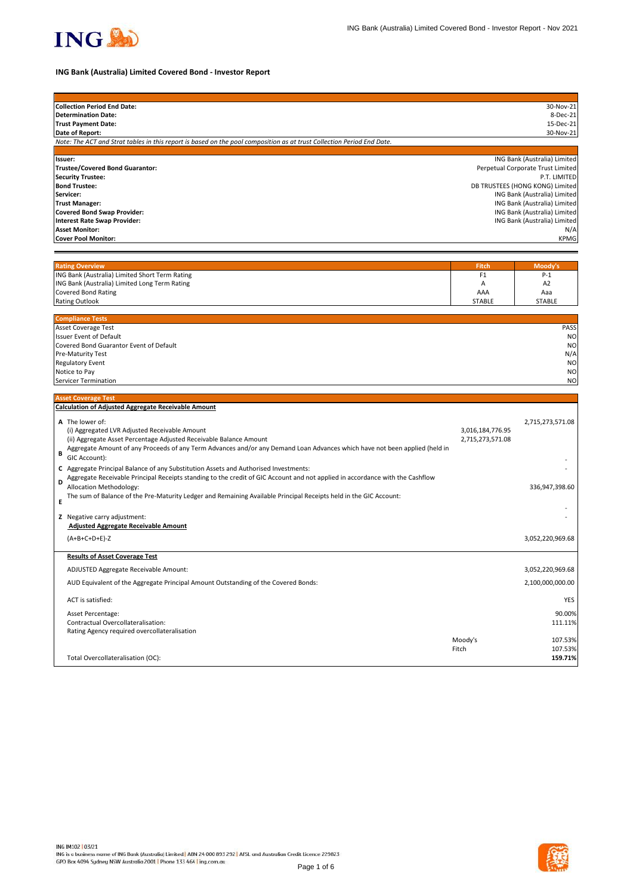# ING Bank (Australia) Limited Covered Bond - Investor Report

| | |
|---|---|
| **Collection Period End Date:** | 30-Nov-21 |
| **Determination Date:** | 8-Dec-21 |
| **Trust Payment Date:** | 15-Dec-21 |
| **Date of Report:** | 30-Nov-21 |

*Note: The ACT and Strat tables in this report is based on the pool composition as at trust Collection Period End Date.*

| | |
|---|---|
| **Issuer:** | ING Bank (Australia) Limited |
| **Trustee/Covered Bond Guarantor:** | Perpetual Corporate Trust Limited |
| **Security Trustee:** | P.T. LIMITED |
| **Bond Trustee:** | DB TRUSTEES (HONG KONG) Limited |
| **Servicer:** | ING Bank (Australia) Limited |
| **Trust Manager:** | ING Bank (Australia) Limited |
| **Covered Bond Swap Provider:** | ING Bank (Australia) Limited |
| **Interest Rate Swap Provider:** | ING Bank (Australia) Limited |
| **Asset Monitor:** | N/A |
| **Cover Pool Monitor:** | KPMG |

| Rating Overview | Fitch | Moody's |
|---|---|---|
| ING Bank (Australia) Limited Short Term Rating | F1 | P-1 |
| ING Bank (Australia) Limited Long Term Rating | A | A2 |
| Covered Bond Rating | AAA | Aaa |
| Rating Outlook | STABLE | STABLE |

| Compliance Tests | |
|---|---|
| Asset Coverage Test | PASS |
| Issuer Event of Default | NO |
| Covered Bond Guarantor Event of Default | NO |
| Pre-Maturity Test | N/A |
| Regulatory Event | NO |
| Notice to Pay | NO |
| Servicer Termination | NO |

## Asset Coverage Test

**Calculation of Adjusted Aggregate Receivable Amount**

| | | | |
|---|---|---|---|
| **A** | The lower of: | | 2,715,273,571.08 |
| | (i) Aggregated LVR Adjusted Receivable Amount | 3,016,184,776.95 | |
| | (ii) Aggregate Asset Percentage Adjusted Receivable Balance Amount | 2,715,273,571.08 | |
| **B** | Aggregate Amount of any Proceeds of any Term Advances and/or any Demand Loan Advances which have not been applied (held in GIC Account): | | - |
| **C** | Aggregate Principal Balance of any Substitution Assets and Authorised Investments: | | - |
| **D** | Aggregate Receivable Principal Receipts standing to the credit of GIC Account and not applied in accordance with the Cashflow Allocation Methodology: | | 336,947,398.60 |
| **E** | The sum of Balance of the Pre-Maturity Ledger and Remaining Available Principal Receipts held in the GIC Account: | | - |
| **Z** | Negative carry adjustment: | | - |
| | **Adjusted Aggregate Receivable Amount** | | |
| | (A+B+C+D+E)-Z | | 3,052,220,969.68 |

**Results of Asset Coverage Test**

| | | |
|---|---|---|
| ADJUSTED Aggregate Receivable Amount: | | 3,052,220,969.68 |
| AUD Equivalent of the Aggregate Principal Amount Outstanding of the Covered Bonds: | | 2,100,000,000.00 |
| ACT is satisfied: | | YES |
| Asset Percentage: | | 90.00% |
| Contractual Overcollateralisation: | | 111.11% |
| Rating Agency required overcollateralisation | | |
| | Moody's | 107.53% |
| | Fitch | 107.53% |
| Total Overcollateralisation (OC): | | **159.71%** |

ING IM102 | 03/21
ING is a business name of ING Bank (Australia) Limited | ABN 24 000 893 292 | AFSL and Australian Credit Licence 229823
GPO Box 4094 Sydney NSW Australia 2001 | Phone 133 464 | ing.com.au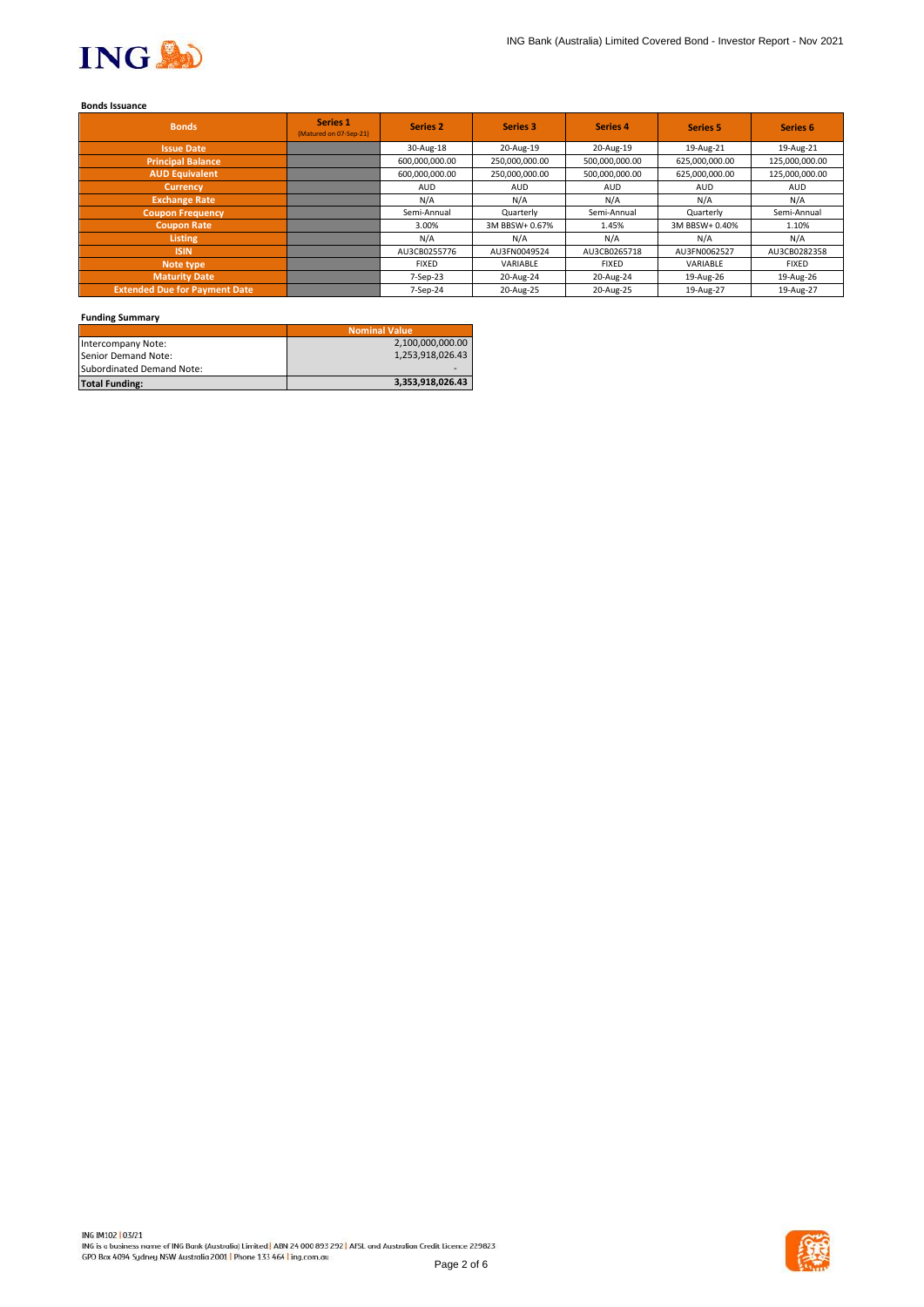**Bonds Issuance**

| Bonds | Series 1 (Matured on 07-Sep-21) | Series 2 | Series 3 | Series 4 | Series 5 | Series 6 |
|---|---|---|---|---|---|---|
| Issue Date | | 30-Aug-18 | 20-Aug-19 | 20-Aug-19 | 19-Aug-21 | 19-Aug-21 |
| Principal Balance | | 600,000,000.00 | 250,000,000.00 | 500,000,000.00 | 625,000,000.00 | 125,000,000.00 |
| AUD Equivalent | | 600,000,000.00 | 250,000,000.00 | 500,000,000.00 | 625,000,000.00 | 125,000,000.00 |
| Currency | | AUD | AUD | AUD | AUD | AUD |
| Exchange Rate | | N/A | N/A | N/A | N/A | N/A |
| Coupon Frequency | | Semi-Annual | Quarterly | Semi-Annual | Quarterly | Semi-Annual |
| Coupon Rate | | 3.00% | 3M BBSW+ 0.67% | 1.45% | 3M BBSW+ 0.40% | 1.10% |
| Listing | | N/A | N/A | N/A | N/A | N/A |
| ISIN | | AU3CB0255776 | AU3FN0049524 | AU3CB0265718 | AU3FN0062527 | AU3CB0282358 |
| Note type | | FIXED | VARIABLE | FIXED | VARIABLE | FIXED |
| Maturity Date | | 7-Sep-23 | 20-Aug-24 | 20-Aug-24 | 19-Aug-26 | 19-Aug-26 |
| Extended Due for Payment Date | | 7-Sep-24 | 20-Aug-25 | 20-Aug-25 | 19-Aug-27 | 19-Aug-27 |

**Funding Summary**

| | Nominal Value |
|---|---|
| Intercompany Note: | 2,100,000,000.00 |
| Senior Demand Note: | 1,253,918,026.43 |
| Subordinated Demand Note: | - |
| **Total Funding:** | **3,353,918,026.43** |

ING IM102 | 03/21
ING is a business name of ING Bank (Australia) Limited | ABN 24 000 893 292 | AFSL and Australian Credit Licence 229823
GPO Box 4094 Sydney NSW Australia 2001 | Phone 133 464 | ing.com.au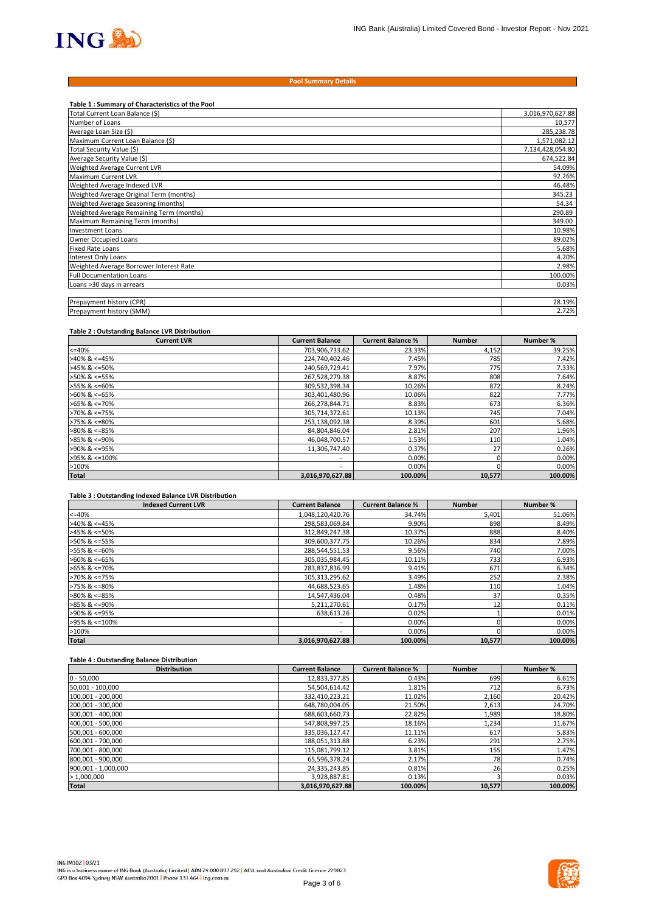## Pool Summary Details

### Table 1 : Summary of Characteristics of the Pool

| | |
|---|---|
| Total Current Loan Balance ($) | 3,016,970,627.88 |
| Number of Loans | 10,577 |
| Average Loan Size ($) | 285,238.78 |
| Maximum Current Loan Balance ($) | 1,571,082.12 |
| Total Security Value ($) | 7,134,428,054.80 |
| Average Security Value ($) | 674,522.84 |
| Weighted Average Current LVR | 54.09% |
| Maximum Current LVR | 92.26% |
| Weighted Average Indexed LVR | 46.48% |
| Weighted Average Original Term (months) | 345.23 |
| Weighted Average Seasoning (months) | 54.34 |
| Weighted Average Remaining Term (months) | 290.89 |
| Maximum Remaining Term (months) | 349.00 |
| Investment Loans | 10.98% |
| Owner Occupied Loans | 89.02% |
| Fixed Rate Loans | 5.68% |
| Interest Only Loans | 4.20% |
| Weighted Average Borrower Interest Rate | 2.98% |
| Full Documentation Loans | 100.00% |
| Loans >30 days in arrears | 0.03% |
| | |
| Prepayment history (CPR) | 28.19% |
| Prepayment history (SMM) | 2.72% |

### Table 2 : Outstanding Balance LVR Distribution

| Current LVR | Current Balance | Current Balance % | Number | Number % |
|---|---|---|---|---|
| <=40% | 703,906,733.62 | 23.33% | 4,152 | 39.25% |
| >40% & <=45% | 224,740,402.46 | 7.45% | 785 | 7.42% |
| >45% & <=50% | 240,569,729.41 | 7.97% | 775 | 7.33% |
| >50% & <=55% | 267,528,279.38 | 8.87% | 808 | 7.64% |
| >55% & <=60% | 309,532,398.34 | 10.26% | 872 | 8.24% |
| >60% & <=65% | 303,401,480.96 | 10.06% | 822 | 7.77% |
| >65% & <=70% | 266,278,844.71 | 8.83% | 673 | 6.36% |
| >70% & <=75% | 305,714,372.61 | 10.13% | 745 | 7.04% |
| >75% & <=80% | 253,138,092.38 | 8.39% | 601 | 5.68% |
| >80% & <=85% | 84,804,846.04 | 2.81% | 207 | 1.96% |
| >85% & <=90% | 46,048,700.57 | 1.53% | 110 | 1.04% |
| >90% & <=95% | 11,306,747.40 | 0.37% | 27 | 0.26% |
| >95% & <=100% | - | 0.00% | 0 | 0.00% |
| >100% | - | 0.00% | 0 | 0.00% |
| **Total** | **3,016,970,627.88** | **100.00%** | **10,577** | **100.00%** |

### Table 3 : Outstanding Indexed Balance LVR Distribution

| Indexed Current LVR | Current Balance | Current Balance % | Number | Number % |
|---|---|---|---|---|
| <=40% | 1,048,120,420.76 | 34.74% | 5,401 | 51.06% |
| >40% & <=45% | 298,583,069.84 | 9.90% | 898 | 8.49% |
| >45% & <=50% | 312,849,247.38 | 10.37% | 888 | 8.40% |
| >50% & <=55% | 309,600,377.75 | 10.26% | 834 | 7.89% |
| >55% & <=60% | 288,544,551.53 | 9.56% | 740 | 7.00% |
| >60% & <=65% | 305,035,984.45 | 10.11% | 733 | 6.93% |
| >65% & <=70% | 283,837,836.99 | 9.41% | 671 | 6.34% |
| >70% & <=75% | 105,313,295.62 | 3.49% | 252 | 2.38% |
| >75% & <=80% | 44,688,523.65 | 1.48% | 110 | 1.04% |
| >80% & <=85% | 14,547,436.04 | 0.48% | 37 | 0.35% |
| >85% & <=90% | 5,211,270.61 | 0.17% | 12 | 0.11% |
| >90% & <=95% | 638,613.26 | 0.02% | 1 | 0.01% |
| >95% & <=100% | - | 0.00% | 0 | 0.00% |
| >100% | - | 0.00% | 0 | 0.00% |
| **Total** | **3,016,970,627.88** | **100.00%** | **10,577** | **100.00%** |

### Table 4 : Outstanding Balance Distribution

| Distribution | Current Balance | Current Balance % | Number | Number % |
|---|---|---|---|---|
| 0 - 50,000 | 12,833,377.85 | 0.43% | 699 | 6.61% |
| 50,001 - 100,000 | 54,504,614.42 | 1.81% | 712 | 6.73% |
| 100,001 - 200,000 | 332,410,223.21 | 11.02% | 2,160 | 20.42% |
| 200,001 - 300,000 | 648,780,004.05 | 21.50% | 2,613 | 24.70% |
| 300,001 - 400,000 | 688,603,660.73 | 22.82% | 1,989 | 18.80% |
| 400,001 - 500,000 | 547,808,997.25 | 18.16% | 1,234 | 11.67% |
| 500,001 - 600,000 | 335,036,127.47 | 11.11% | 617 | 5.83% |
| 600,001 - 700,000 | 188,051,313.88 | 6.23% | 291 | 2.75% |
| 700,001 - 800,000 | 115,081,799.12 | 3.81% | 155 | 1.47% |
| 800,001 - 900,000 | 65,596,378.24 | 2.17% | 78 | 0.74% |
| 900,001 - 1,000,000 | 24,335,243.85 | 0.81% | 26 | 0.25% |
| > 1,000,000 | 3,928,887.81 | 0.13% | 3 | 0.03% |
| **Total** | **3,016,970,627.88** | **100.00%** | **10,577** | **100.00%** |

ING IM102 | 03/21
ING is a business name of ING Bank (Australia) Limited | ABN 24 000 893 292 | AFSL and Australian Credit Licence 229823
GPO Box 4094 Sydney NSW Australia 2001 | Phone 133 464 | ing.com.au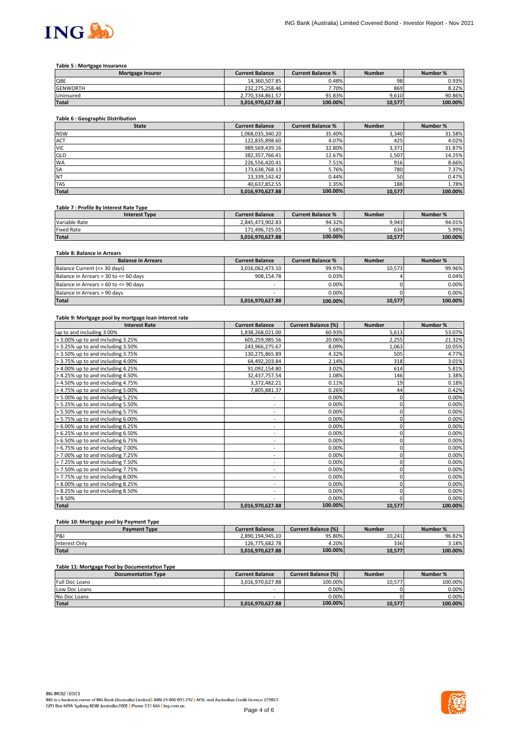#### Table 5 : Mortgage Insurance

| Mortgage Insurer | Current Balance | Current Balance % | Number | Number % |
|---|---|---|---|---|
| QBE | 14,360,507.85 | 0.48% | 98 | 0.93% |
| GENWORTH | 232,275,258.46 | 7.70% | 869 | 8.22% |
| Uninsured | 2,770,334,861.57 | 91.83% | 9,610 | 90.86% |
| **Total** | **3,016,970,627.88** | **100.00%** | **10,577** | **100.00%** |

#### Table 6 : Geographic Distribution

| State | Current Balance | Current Balance % | Number | Number % |
|---|---|---|---|---|
| NSW | 1,068,035,340.20 | 35.40% | 3,340 | 31.58% |
| ACT | 122,835,898.60 | 4.07% | 425 | 4.02% |
| VIC | 989,569,439.16 | 32.80% | 3,371 | 31.87% |
| QLD | 382,357,766.41 | 12.67% | 1,507 | 14.25% |
| WA | 226,556,420.41 | 7.51% | 916 | 8.66% |
| SA | 173,638,768.13 | 5.76% | 780 | 7.37% |
| NT | 13,339,142.42 | 0.44% | 50 | 0.47% |
| TAS | 40,637,852.55 | 1.35% | 188 | 1.78% |
| **Total** | **3,016,970,627.88** | **100.00%** | **10,577** | **100.00%** |

#### Table 7 : Profile By Interest Rate Type

| Interest Type | Current Balance | Current Balance % | Number | Number % |
|---|---|---|---|---|
| Variable Rate | 2,845,473,902.83 | 94.32% | 9,943 | 94.01% |
| Fixed Rate | 171,496,725.05 | 5.68% | 634 | 5.99% |
| **Total** | **3,016,970,627.88** | **100.00%** | **10,577** | **100.00%** |

#### Table 8: Balance in Arrears

| Balance in Arrears | Current Balance | Current Balance % | Number | Number % |
|---|---|---|---|---|
| Balance Current (<= 30 days) | 3,016,062,473.10 | 99.97% | 10,573 | 99.96% |
| Balance in Arrears > 30 to <= 60 days | 908,154.78 | 0.03% | 4 | 0.04% |
| Balance in Arrears > 60 to <= 90 days | - | 0.00% | 0 | 0.00% |
| Balance in Arrears > 90 days | - | 0.00% | 0 | 0.00% |
| **Total** | **3,016,970,627.88** | **100.00%** | **10,577** | **100.00%** |

#### Table 9: Mortgage pool by mortgage loan interest rate

| Interest Rate | Current Balance | Current Balance (%) | Number | Number % |
|---|---|---|---|---|
| up to and including 3.00% | 1,838,268,021.00 | 60.93% | 5,613 | 53.07% |
| > 3.00% up to and including 3.25% | 605,259,985.56 | 20.06% | 2,255 | 21.32% |
| > 3.25% up to and including 3.50% | 243,966,275.67 | 8.09% | 1,063 | 10.05% |
| > 3.50% up to and including 3.75% | 130,275,865.89 | 4.32% | 505 | 4.77% |
| > 3.75% up to and including 4.00% | 64,492,203.84 | 2.14% | 318 | 3.01% |
| > 4.00% up to and including 4.25% | 91,092,154.80 | 3.02% | 614 | 5.81% |
| > 4.25% up to and including 4.50% | 32,437,757.54 | 1.08% | 146 | 1.38% |
| > 4.50% up to and including 4.75% | 3,372,482.21 | 0.11% | 19 | 0.18% |
| > 4.75% up to and including 5.00% | 7,805,881.37 | 0.26% | 44 | 0.42% |
| > 5.00% up to and including 5.25% | - | 0.00% | 0 | 0.00% |
| > 5.25% up to and including 5.50% | - | 0.00% | 0 | 0.00% |
| > 5.50% up to and including 5.75% | - | 0.00% | 0 | 0.00% |
| > 5.75% up to and including 6.00% | - | 0.00% | 0 | 0.00% |
| > 6.00% up to and including 6.25% | - | 0.00% | 0 | 0.00% |
| > 6.25% up to and including 6.50% | - | 0.00% | 0 | 0.00% |
| > 6.50% up to and including 6.75% | - | 0.00% | 0 | 0.00% |
| > 6.75% up to and including 7.00% | - | 0.00% | 0 | 0.00% |
| > 7.00% up to and including 7.25% | - | 0.00% | 0 | 0.00% |
| > 7.25% up to and including 7.50% | - | 0.00% | 0 | 0.00% |
| > 7.50% up to and including 7.75% | - | 0.00% | 0 | 0.00% |
| > 7.75% up to and including 8.00% | - | 0.00% | 0 | 0.00% |
| > 8.00% up to and including 8.25% | - | 0.00% | 0 | 0.00% |
| > 8.25% up to and including 8.50% | - | 0.00% | 0 | 0.00% |
| > 8.50% | - | 0.00% | 0 | 0.00% |
| **Total** | **3,016,970,627.88** | **100.00%** | **10,577** | **100.00%** |

#### Table 10: Mortgage pool by Payment Type

| Payment Type | Current Balance | Current Balance (%) | Number | Number % |
|---|---|---|---|---|
| P&I | 2,890,194,945.10 | 95.80% | 10,241 | 96.82% |
| Interest Only | 126,775,682.78 | 4.20% | 336 | 3.18% |
| **Total** | **3,016,970,627.88** | **100.00%** | **10,577** | **100.00%** |

#### Table 11: Mortgage Pool by Documentation Type

| Documentation Type | Current Balance | Current Balance (%) | Number | Number % |
|---|---|---|---|---|
| Full Doc Loans | 3,016,970,627.88 | 100.00% | 10,577 | 100.00% |
| Low Doc Loans | - | 0.00% | 0 | 0.00% |
| No Doc Loans | - | 0.00% | 0 | 0.00% |
| **Total** | **3,016,970,627.88** | **100.00%** | **10,577** | **100.00%** |

ING IM102 | 03/21
ING is a business name of ING Bank (Australia) Limited | ABN 24 000 893 292 | AFSL and Australian Credit Licence 229823
GPO Box 4094 Sydney NSW Australia 2001 | Phone 133 464 | ing.com.au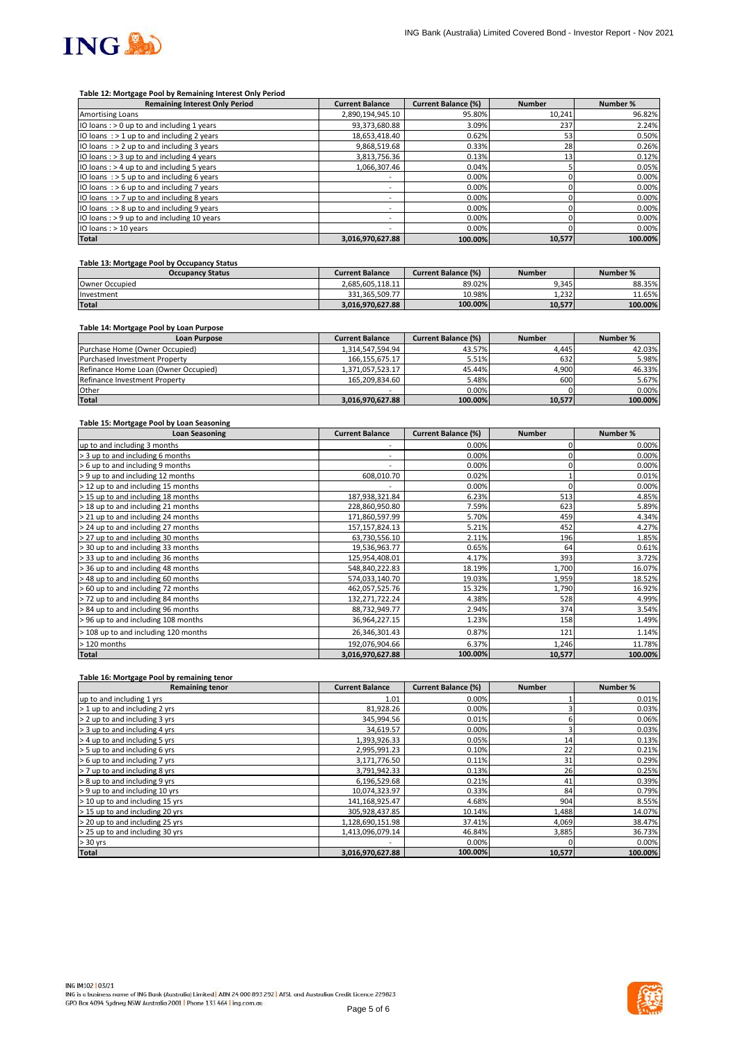**Table 12: Mortgage Pool by Remaining Interest Only Period**

| Remaining Interest Only Period | Current Balance | Current Balance (%) | Number | Number % |
|---|---|---|---|---|
| Amortising Loans | 2,890,194,945.10 | 95.80% | 10,241 | 96.82% |
| IO loans : > 0 up to and including 1 years | 93,373,680.88 | 3.09% | 237 | 2.24% |
| IO loans : > 1 up to and including 2 years | 18,653,418.40 | 0.62% | 53 | 0.50% |
| IO loans : > 2 up to and including 3 years | 9,868,519.68 | 0.33% | 28 | 0.26% |
| IO loans : > 3 up to and including 4 years | 3,813,756.36 | 0.13% | 13 | 0.12% |
| IO loans : > 4 up to and including 5 years | 1,066,307.46 | 0.04% | 5 | 0.05% |
| IO loans : > 5 up to and including 6 years | - | 0.00% | 0 | 0.00% |
| IO loans : > 6 up to and including 7 years | - | 0.00% | 0 | 0.00% |
| IO loans : > 7 up to and including 8 years | - | 0.00% | 0 | 0.00% |
| IO loans : > 8 up to and including 9 years | - | 0.00% | 0 | 0.00% |
| IO loans : > 9 up to and including 10 years | - | 0.00% | 0 | 0.00% |
| IO loans : > 10 years | - | 0.00% | 0 | 0.00% |
| **Total** | **3,016,970,627.88** | **100.00%** | **10,577** | **100.00%** |

**Table 13: Mortgage Pool by Occupancy Status**

| Occupancy Status | Current Balance | Current Balance (%) | Number | Number % |
|---|---|---|---|---|
| Owner Occupied | 2,685,605,118.11 | 89.02% | 9,345 | 88.35% |
| Investment | 331,365,509.77 | 10.98% | 1,232 | 11.65% |
| **Total** | **3,016,970,627.88** | **100.00%** | **10,577** | **100.00%** |

**Table 14: Mortgage Pool by Loan Purpose**

| Loan Purpose | Current Balance | Current Balance (%) | Number | Number % |
|---|---|---|---|---|
| Purchase Home (Owner Occupied) | 1,314,547,594.94 | 43.57% | 4,445 | 42.03% |
| Purchased Investment Property | 166,155,675.17 | 5.51% | 632 | 5.98% |
| Refinance Home Loan (Owner Occupied) | 1,371,057,523.17 | 45.44% | 4,900 | 46.33% |
| Refinance Investment Property | 165,209,834.60 | 5.48% | 600 | 5.67% |
| Other | - | 0.00% | 0 | 0.00% |
| **Total** | **3,016,970,627.88** | **100.00%** | **10,577** | **100.00%** |

**Table 15: Mortgage Pool by Loan Seasoning**

| Loan Seasoning | Current Balance | Current Balance (%) | Number | Number % |
|---|---|---|---|---|
| up to and including 3 months | - | 0.00% | 0 | 0.00% |
| > 3 up to and including 6 months | - | 0.00% | 0 | 0.00% |
| > 6 up to and including 9 months | - | 0.00% | 0 | 0.00% |
| > 9 up to and including 12 months | 608,010.70 | 0.02% | 1 | 0.01% |
| > 12 up to and including 15 months | - | 0.00% | 0 | 0.00% |
| > 15 up to and including 18 months | 187,938,321.84 | 6.23% | 513 | 4.85% |
| > 18 up to and including 21 months | 228,860,950.80 | 7.59% | 623 | 5.89% |
| > 21 up to and including 24 months | 171,860,597.99 | 5.70% | 459 | 4.34% |
| > 24 up to and including 27 months | 157,157,824.13 | 5.21% | 452 | 4.27% |
| > 27 up to and including 30 months | 63,730,556.10 | 2.11% | 196 | 1.85% |
| > 30 up to and including 33 months | 19,536,963.77 | 0.65% | 64 | 0.61% |
| > 33 up to and including 36 months | 125,954,408.01 | 4.17% | 393 | 3.72% |
| > 36 up to and including 48 months | 548,840,222.83 | 18.19% | 1,700 | 16.07% |
| > 48 up to and including 60 months | 574,033,140.70 | 19.03% | 1,959 | 18.52% |
| > 60 up to and including 72 months | 462,057,525.76 | 15.32% | 1,790 | 16.92% |
| > 72 up to and including 84 months | 132,271,722.24 | 4.38% | 528 | 4.99% |
| > 84 up to and including 96 months | 88,732,949.77 | 2.94% | 374 | 3.54% |
| > 96 up to and including 108 months | 36,964,227.15 | 1.23% | 158 | 1.49% |
| > 108 up to and including 120 months | 26,346,301.43 | 0.87% | 121 | 1.14% |
| > 120 months | 192,076,904.66 | 6.37% | 1,246 | 11.78% |
| **Total** | **3,016,970,627.88** | **100.00%** | **10,577** | **100.00%** |

**Table 16: Mortgage Pool by remaining tenor**

| Remaining tenor | Current Balance | Current Balance (%) | Number | Number % |
|---|---|---|---|---|
| up to and including 1 yrs | 1.01 | 0.00% | 1 | 0.01% |
| > 1 up to and including 2 yrs | 81,928.26 | 0.00% | 3 | 0.03% |
| > 2 up to and including 3 yrs | 345,994.56 | 0.01% | 6 | 0.06% |
| > 3 up to and including 4 yrs | 34,619.57 | 0.00% | 3 | 0.03% |
| > 4 up to and including 5 yrs | 1,393,926.33 | 0.05% | 14 | 0.13% |
| > 5 up to and including 6 yrs | 2,995,991.23 | 0.10% | 22 | 0.21% |
| > 6 up to and including 7 yrs | 3,171,776.50 | 0.11% | 31 | 0.29% |
| > 7 up to and including 8 yrs | 3,791,942.33 | 0.13% | 26 | 0.25% |
| > 8 up to and including 9 yrs | 6,196,529.68 | 0.21% | 41 | 0.39% |
| > 9 up to and including 10 yrs | 10,074,323.97 | 0.33% | 84 | 0.79% |
| > 10 up to and including 15 yrs | 141,168,925.47 | 4.68% | 904 | 8.55% |
| > 15 up to and including 20 yrs | 305,928,437.85 | 10.14% | 1,488 | 14.07% |
| > 20 up to and including 25 yrs | 1,128,690,151.98 | 37.41% | 4,069 | 38.47% |
| > 25 up to and including 30 yrs | 1,413,096,079.14 | 46.84% | 3,885 | 36.73% |
| > 30 yrs | - | 0.00% | 0 | 0.00% |
| **Total** | **3,016,970,627.88** | **100.00%** | **10,577** | **100.00%** |

ING IM102 | 03/21
ING is a business name of ING Bank (Australia) Limited | ABN 24 000 893 292 | AFSL and Australian Credit Licence 229823
GPO Box 4094 Sydney NSW Australia 2001 | Phone 133 464 | ing.com.au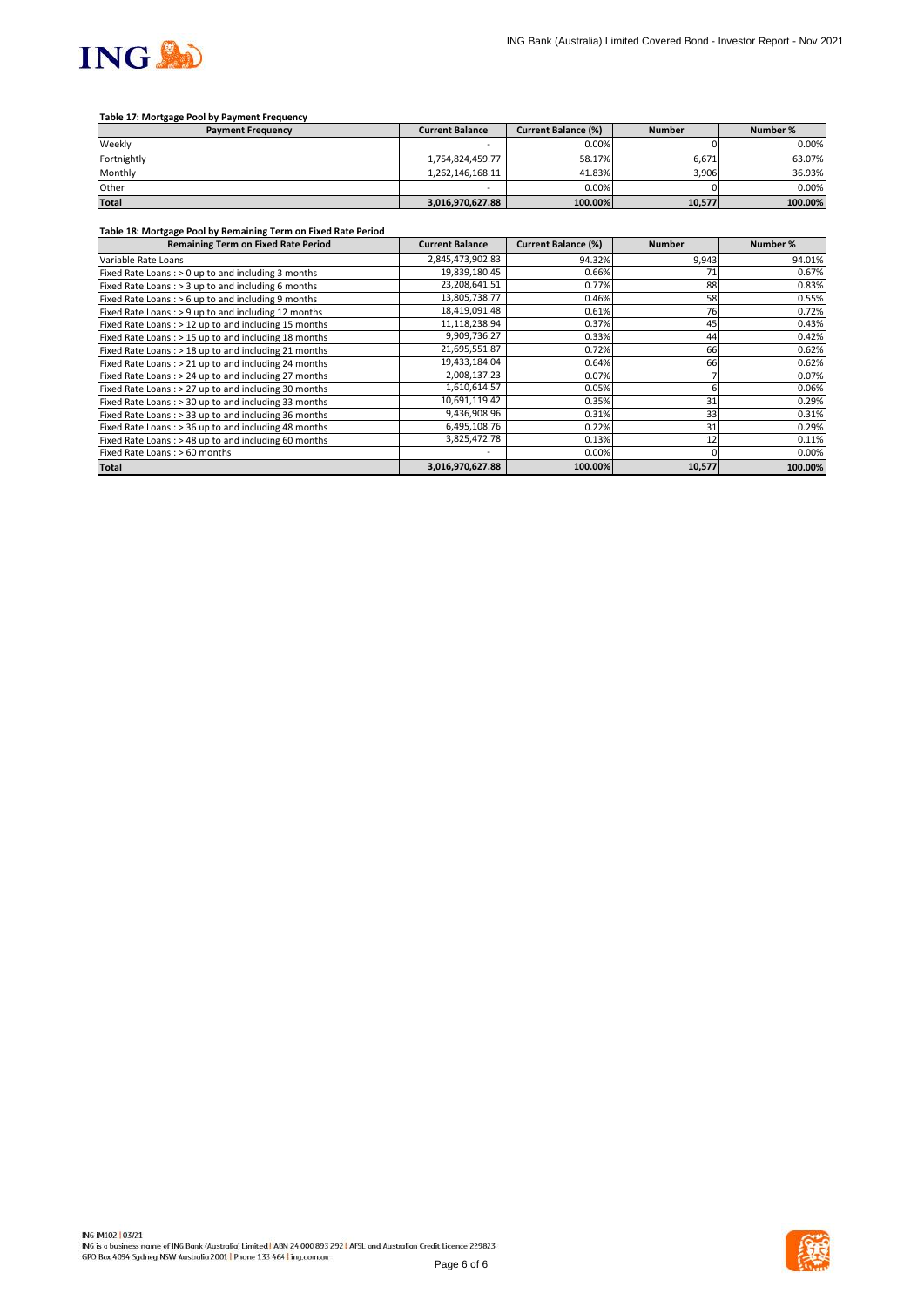**Table 17: Mortgage Pool by Payment Frequency**

| Payment Frequency | Current Balance | Current Balance (%) | Number | Number % |
|---|---|---|---|---|
| Weekly | - | 0.00% | 0 | 0.00% |
| Fortnightly | 1,754,824,459.77 | 58.17% | 6,671 | 63.07% |
| Monthly | 1,262,146,168.11 | 41.83% | 3,906 | 36.93% |
| Other | - | 0.00% | 0 | 0.00% |
| **Total** | **3,016,970,627.88** | **100.00%** | **10,577** | **100.00%** |

**Table 18: Mortgage Pool by Remaining Term on Fixed Rate Period**

| Remaining Term on Fixed Rate Period | Current Balance | Current Balance (%) | Number | Number % |
|---|---|---|---|---|
| Variable Rate Loans | 2,845,473,902.83 | 94.32% | 9,943 | 94.01% |
| Fixed Rate Loans : > 0 up to and including 3 months | 19,839,180.45 | 0.66% | 71 | 0.67% |
| Fixed Rate Loans : > 3 up to and including 6 months | 23,208,641.51 | 0.77% | 88 | 0.83% |
| Fixed Rate Loans : > 6 up to and including 9 months | 13,805,738.77 | 0.46% | 58 | 0.55% |
| Fixed Rate Loans : > 9 up to and including 12 months | 18,419,091.48 | 0.61% | 76 | 0.72% |
| Fixed Rate Loans : > 12 up to and including 15 months | 11,118,238.94 | 0.37% | 45 | 0.43% |
| Fixed Rate Loans : > 15 up to and including 18 months | 9,909,736.27 | 0.33% | 44 | 0.42% |
| Fixed Rate Loans : > 18 up to and including 21 months | 21,695,551.87 | 0.72% | 66 | 0.62% |
| Fixed Rate Loans : > 21 up to and including 24 months | 19,433,184.04 | 0.64% | 66 | 0.62% |
| Fixed Rate Loans : > 24 up to and including 27 months | 2,008,137.23 | 0.07% | 7 | 0.07% |
| Fixed Rate Loans : > 27 up to and including 30 months | 1,610,614.57 | 0.05% | 6 | 0.06% |
| Fixed Rate Loans : > 30 up to and including 33 months | 10,691,119.42 | 0.35% | 31 | 0.29% |
| Fixed Rate Loans : > 33 up to and including 36 months | 9,436,908.96 | 0.31% | 33 | 0.31% |
| Fixed Rate Loans : > 36 up to and including 48 months | 6,495,108.76 | 0.22% | 31 | 0.29% |
| Fixed Rate Loans : > 48 up to and including 60 months | 3,825,472.78 | 0.13% | 12 | 0.11% |
| Fixed Rate Loans : > 60 months | - | 0.00% | 0 | 0.00% |
| **Total** | **3,016,970,627.88** | **100.00%** | **10,577** | **100.00%** |

ING IM102 | 03/21
ING is a business name of ING Bank (Australia) Limited | ABN 24 000 893 292 | AFSL and Australian Credit Licence 229823
GPO Box 4094 Sydney NSW Australia 2001 | Phone 133 464 | ing.com.au